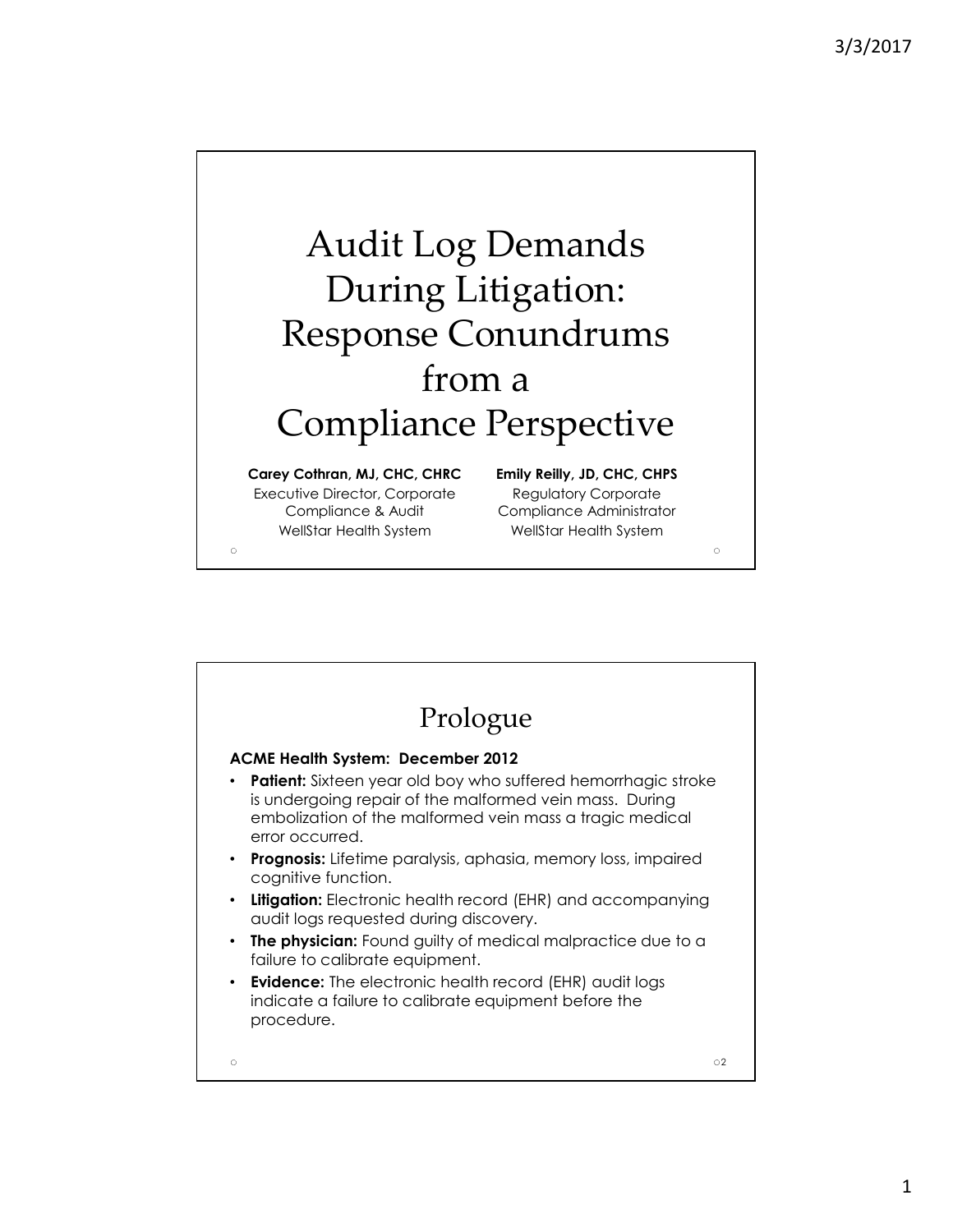# Audit Log Demands During Litigation: Response Conundrums from a Compliance Perspective

**Carey Cothran, MJ, CHC, CHRC**
Executive Director, Corporate Compliance & Audit
WellStar Health System

**Emily Reilly, JD, CHC, CHPS**
Regulatory Corporate Compliance Administrator
WellStar Health System

## Prologue

**ACME Health System: December 2012**

- **Patient:** Sixteen year old boy who suffered hemorrhagic stroke is undergoing repair of the malformed vein mass. During embolization of the malformed vein mass a tragic medical error occurred.
- **Prognosis:** Lifetime paralysis, aphasia, memory loss, impaired cognitive function.
- **Litigation:** Electronic health record (EHR) and accompanying audit logs requested during discovery.
- **The physician:** Found guilty of medical malpractice due to a failure to calibrate equipment.
- **Evidence:** The electronic health record (EHR) audit logs indicate a failure to calibrate equipment before the procedure.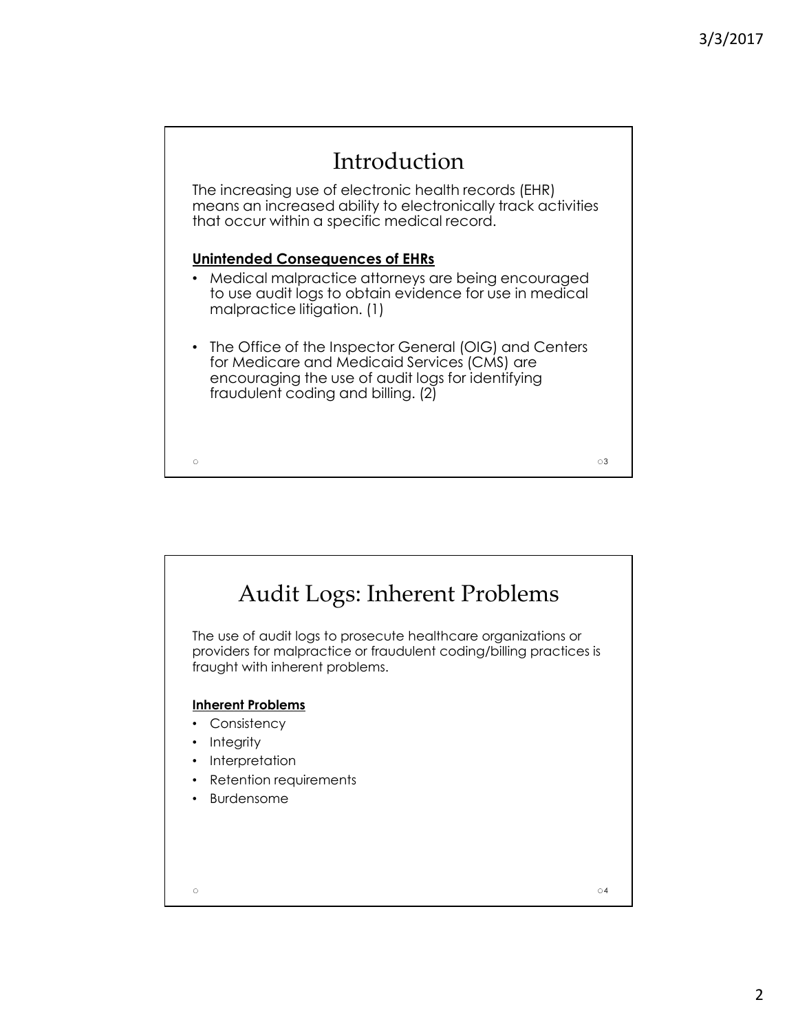## Introduction

The increasing use of electronic health records (EHR) means an increased ability to electronically track activities that occur within a specific medical record.

**Unintended Consequences of EHRs**

- Medical malpractice attorneys are being encouraged to use audit logs to obtain evidence for use in medical malpractice litigation. (1)
- The Office of the Inspector General (OIG) and Centers for Medicare and Medicaid Services (CMS) are encouraging the use of audit logs for identifying fraudulent coding and billing. (2)

## Audit Logs: Inherent Problems

The use of audit logs to prosecute healthcare organizations or providers for malpractice or fraudulent coding/billing practices is fraught with inherent problems.

**Inherent Problems**

- Consistency
- Integrity
- Interpretation
- Retention requirements
- Burdensome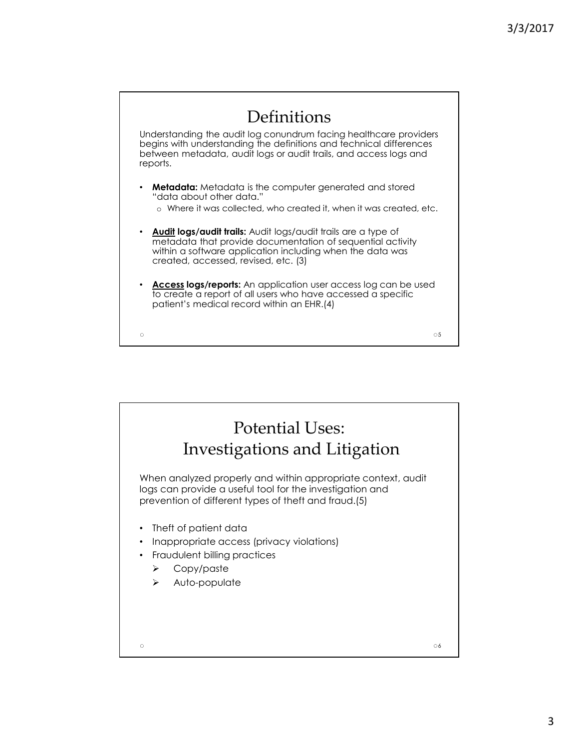# Definitions

Understanding the audit log conundrum facing healthcare providers begins with understanding the definitions and technical differences between metadata, audit logs or audit trails, and access logs and reports.

- **Metadata:** Metadata is the computer generated and stored "data about other data."
  - Where it was collected, who created it, when it was created, etc.

- **Audit logs/audit trails:** Audit logs/audit trails are a type of metadata that provide documentation of sequential activity within a software application including when the data was created, accessed, revised, etc. (3)

- **Access logs/reports:** An application user access log can be used to create a report of all users who have accessed a specific patient's medical record within an EHR.(4)

# Potential Uses: Investigations and Litigation

When analyzed properly and within appropriate context, audit logs can provide a useful tool for the investigation and prevention of different types of theft and fraud.(5)

- Theft of patient data
- Inappropriate access (privacy violations)
- Fraudulent billing practices
  - Copy/paste
  - Auto-populate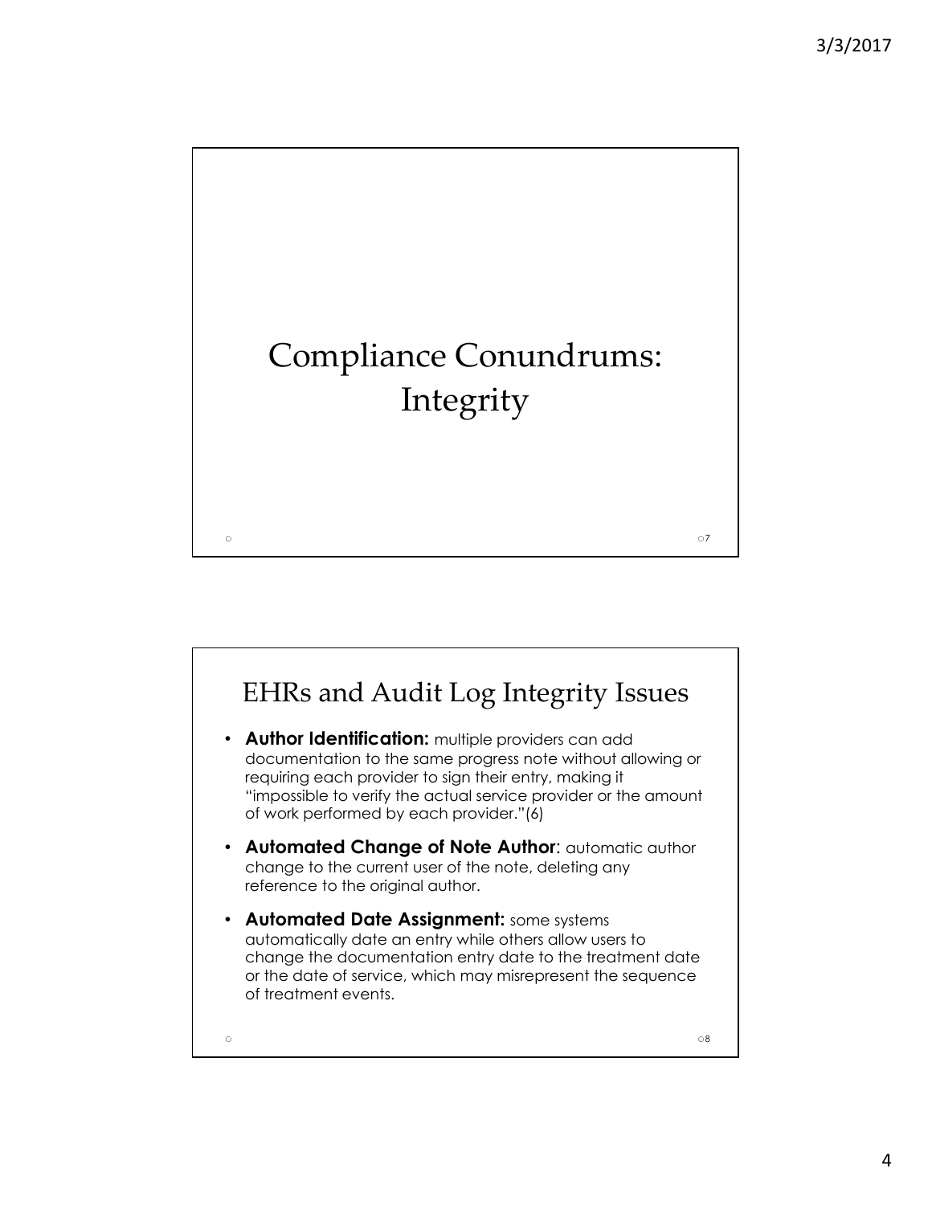# Compliance Conundrums: Integrity

## EHRs and Audit Log Integrity Issues

- **Author Identification:** multiple providers can add documentation to the same progress note without allowing or requiring each provider to sign their entry, making it "impossible to verify the actual service provider or the amount of work performed by each provider."(6)
- **Automated Change of Note Author**: automatic author change to the current user of the note, deleting any reference to the original author.
- **Automated Date Assignment:** some systems automatically date an entry while others allow users to change the documentation entry date to the treatment date or the date of service, which may misrepresent the sequence of treatment events.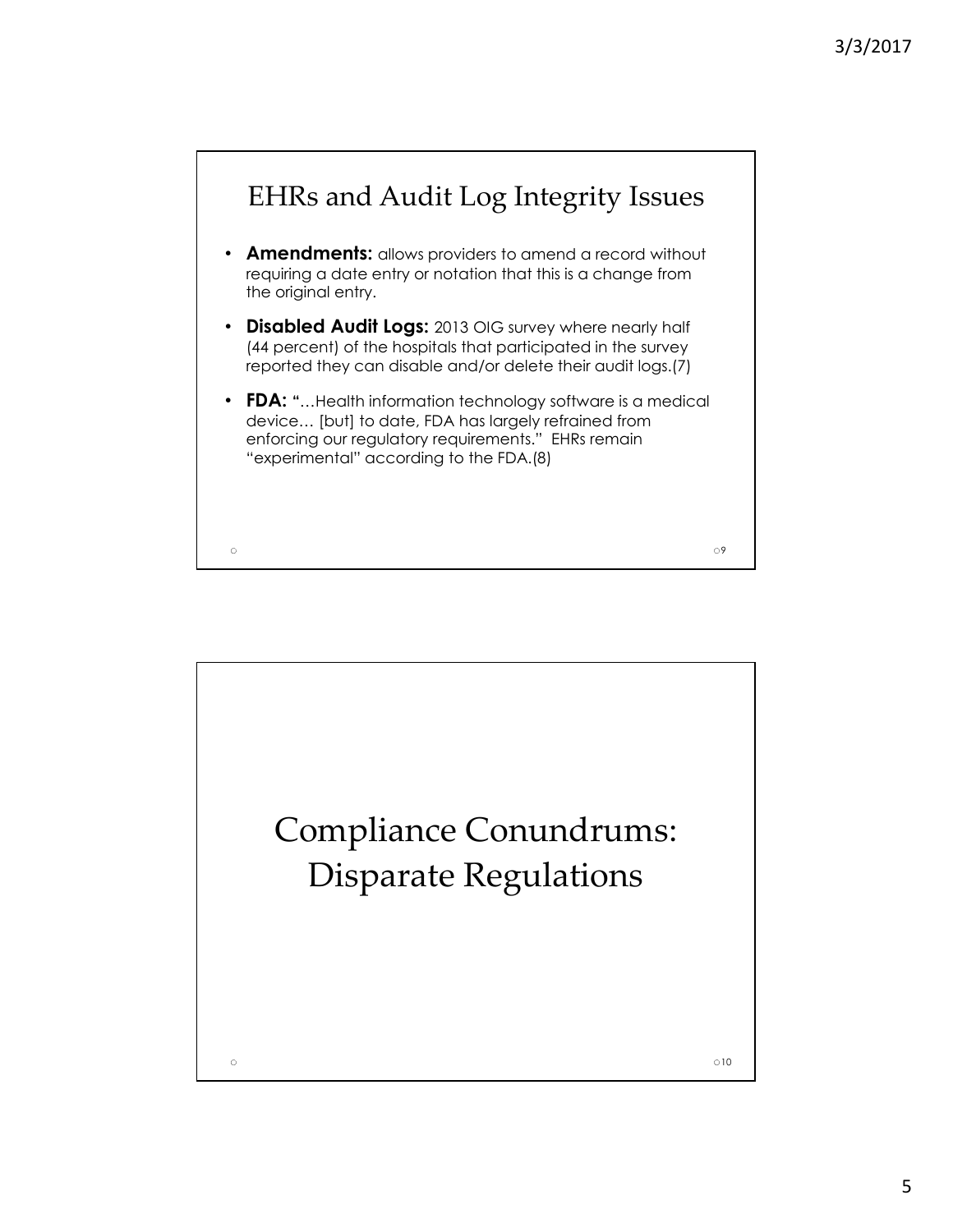## EHRs and Audit Log Integrity Issues

- **Amendments:** allows providers to amend a record without requiring a date entry or notation that this is a change from the original entry.
- **Disabled Audit Logs:** 2013 OIG survey where nearly half (44 percent) of the hospitals that participated in the survey reported they can disable and/or delete their audit logs.(7)
- **FDA:** "…Health information technology software is a medical device… [but] to date, FDA has largely refrained from enforcing our regulatory requirements." EHRs remain "experimental" according to the FDA.(8)

## Compliance Conundrums: Disparate Regulations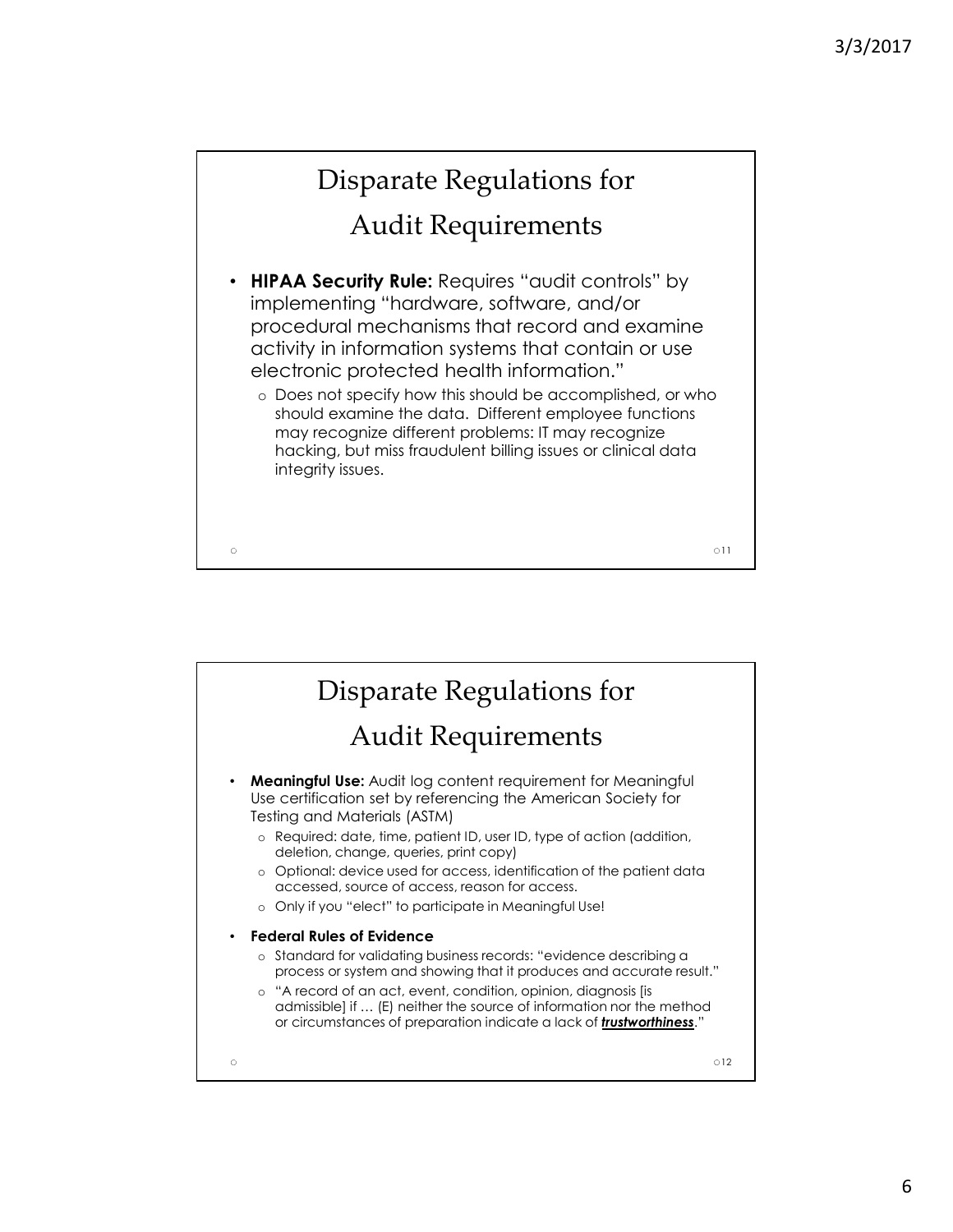## Disparate Regulations for Audit Requirements

- **HIPAA Security Rule:** Requires "audit controls" by implementing "hardware, software, and/or procedural mechanisms that record and examine activity in information systems that contain or use electronic protected health information."
  - Does not specify how this should be accomplished, or who should examine the data. Different employee functions may recognize different problems: IT may recognize hacking, but miss fraudulent billing issues or clinical data integrity issues.

## Disparate Regulations for Audit Requirements

- **Meaningful Use:** Audit log content requirement for Meaningful Use certification set by referencing the American Society for Testing and Materials (ASTM)
  - Required: date, time, patient ID, user ID, type of action (addition, deletion, change, queries, print copy)
  - Optional: device used for access, identification of the patient data accessed, source of access, reason for access.
  - Only if you "elect" to participate in Meaningful Use!
- **Federal Rules of Evidence**
  - Standard for validating business records: "evidence describing a process or system and showing that it produces and accurate result."
  - "A record of an act, event, condition, opinion, diagnosis [is admissible] if … (E) neither the source of information nor the method or circumstances of preparation indicate a lack of ***trustworthiness***."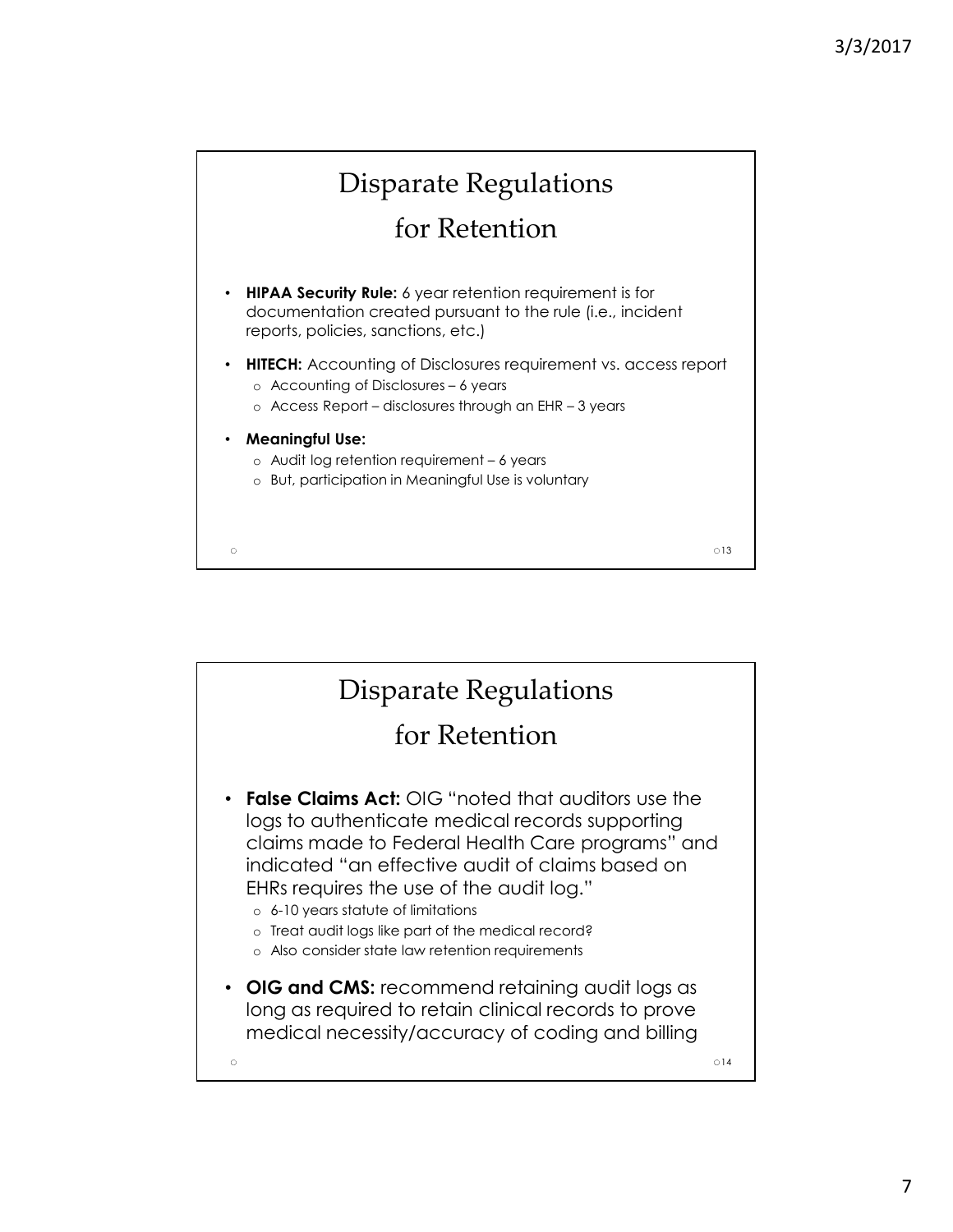## Disparate Regulations for Retention

- **HIPAA Security Rule:** 6 year retention requirement is for documentation created pursuant to the rule (i.e., incident reports, policies, sanctions, etc.)
- **HITECH:** Accounting of Disclosures requirement vs. access report
  - Accounting of Disclosures – 6 years
  - Access Report – disclosures through an EHR – 3 years
- **Meaningful Use:**
  - Audit log retention requirement – 6 years
  - But, participation in Meaningful Use is voluntary

## Disparate Regulations for Retention

- **False Claims Act:** OIG "noted that auditors use the logs to authenticate medical records supporting claims made to Federal Health Care programs" and indicated "an effective audit of claims based on EHRs requires the use of the audit log."
  - 6-10 years statute of limitations
  - Treat audit logs like part of the medical record?
  - Also consider state law retention requirements
- **OIG and CMS:** recommend retaining audit logs as long as required to retain clinical records to prove medical necessity/accuracy of coding and billing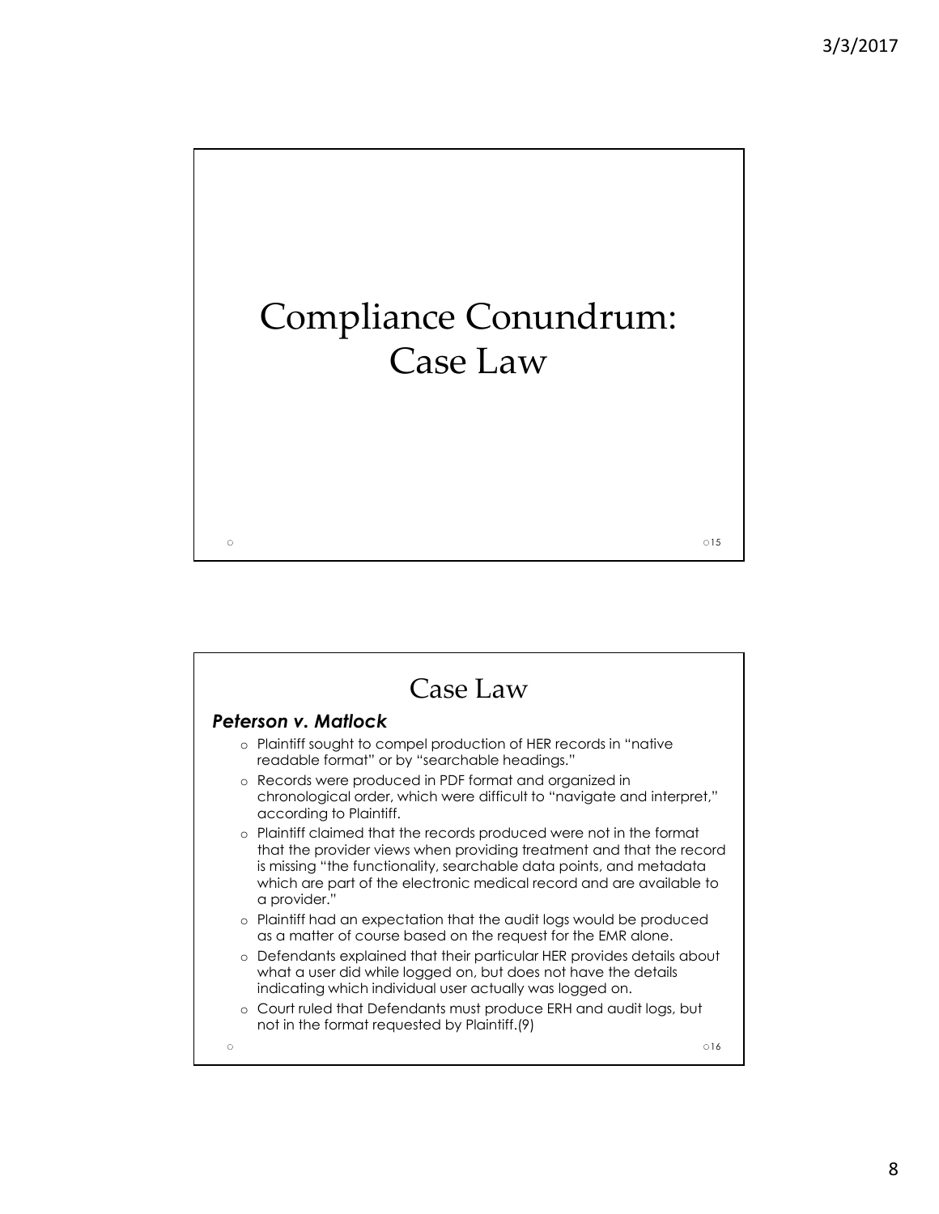# Compliance Conundrum: Case Law

## Case Law

***Peterson v. Matlock***

- Plaintiff sought to compel production of HER records in "native readable format" or by "searchable headings."
- Records were produced in PDF format and organized in chronological order, which were difficult to "navigate and interpret," according to Plaintiff.
- Plaintiff claimed that the records produced were not in the format that the provider views when providing treatment and that the record is missing "the functionality, searchable data points, and metadata which are part of the electronic medical record and are available to a provider."
- Plaintiff had an expectation that the audit logs would be produced as a matter of course based on the request for the EMR alone.
- Defendants explained that their particular HER provides details about what a user did while logged on, but does not have the details indicating which individual user actually was logged on.
- Court ruled that Defendants must produce ERH and audit logs, but not in the format requested by Plaintiff.(9)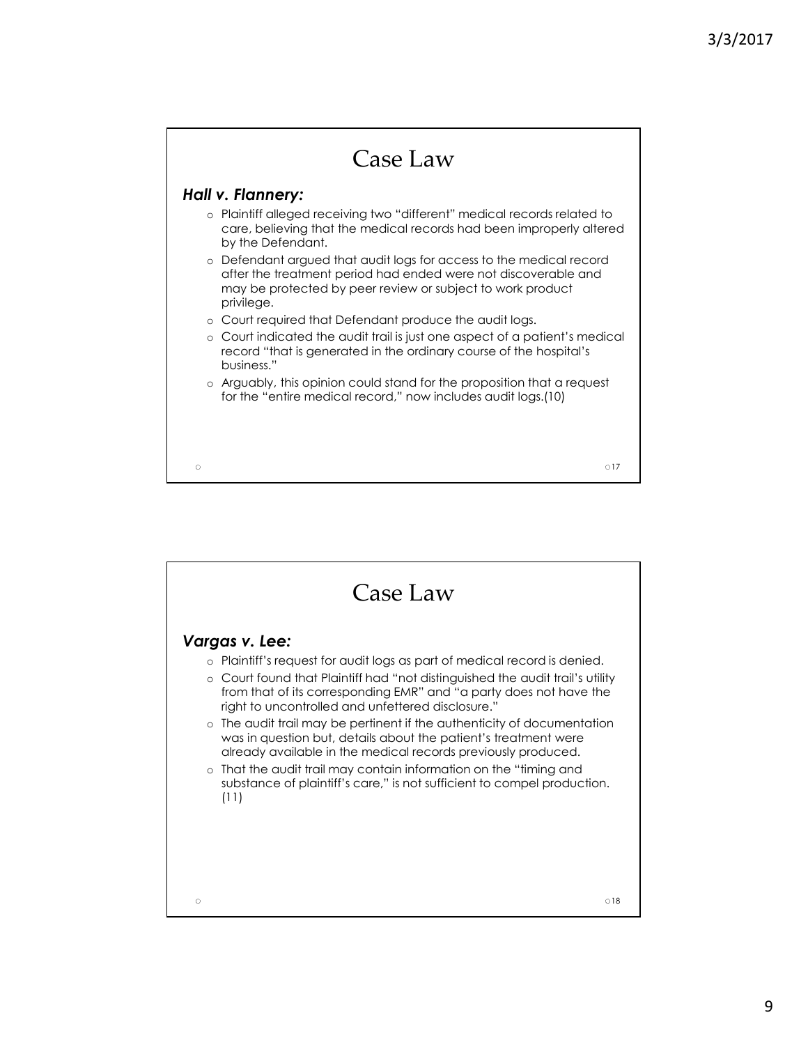# Case Law

***Hall v. Flannery:***

- Plaintiff alleged receiving two "different" medical records related to care, believing that the medical records had been improperly altered by the Defendant.
- Defendant argued that audit logs for access to the medical record after the treatment period had ended were not discoverable and may be protected by peer review or subject to work product privilege.
- Court required that Defendant produce the audit logs.
- Court indicated the audit trail is just one aspect of a patient's medical record "that is generated in the ordinary course of the hospital's business."
- Arguably, this opinion could stand for the proposition that a request for the "entire medical record," now includes audit logs.(10)

# Case Law

***Vargas v. Lee:***

- Plaintiff's request for audit logs as part of medical record is denied.
- Court found that Plaintiff had "not distinguished the audit trail's utility from that of its corresponding EMR" and "a party does not have the right to uncontrolled and unfettered disclosure."
- The audit trail may be pertinent if the authenticity of documentation was in question but, details about the patient's treatment were already available in the medical records previously produced.
- That the audit trail may contain information on the "timing and substance of plaintiff's care," is not sufficient to compel production. (11)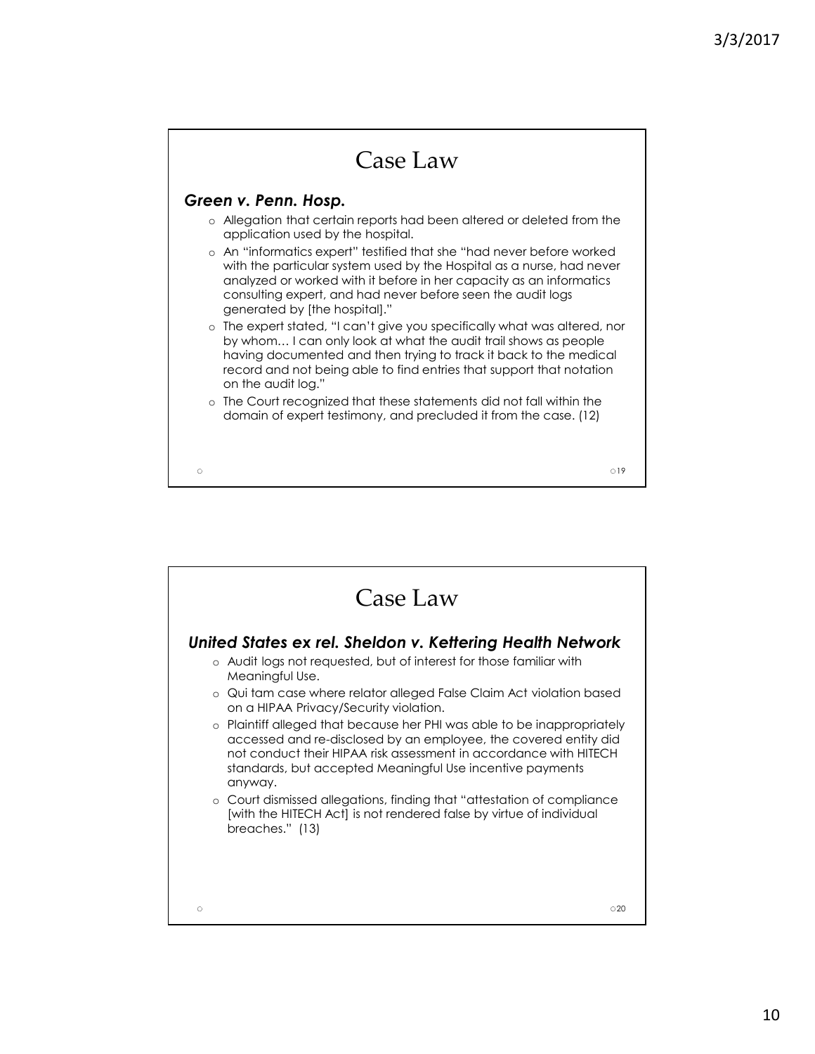## Case Law

### *Green v. Penn. Hosp.*

- Allegation that certain reports had been altered or deleted from the application used by the hospital.
- An "informatics expert" testified that she "had never before worked with the particular system used by the Hospital as a nurse, had never analyzed or worked with it before in her capacity as an informatics consulting expert, and had never before seen the audit logs generated by [the hospital]."
- The expert stated, "I can't give you specifically what was altered, nor by whom… I can only look at what the audit trail shows as people having documented and then trying to track it back to the medical record and not being able to find entries that support that notation on the audit log."
- The Court recognized that these statements did not fall within the domain of expert testimony, and precluded it from the case. (12)

## Case Law

### *United States ex rel. Sheldon v. Kettering Health Network*

- Audit logs not requested, but of interest for those familiar with Meaningful Use.
- Qui tam case where relator alleged False Claim Act violation based on a HIPAA Privacy/Security violation.
- Plaintiff alleged that because her PHI was able to be inappropriately accessed and re-disclosed by an employee, the covered entity did not conduct their HIPAA risk assessment in accordance with HITECH standards, but accepted Meaningful Use incentive payments anyway.
- Court dismissed allegations, finding that "attestation of compliance [with the HITECH Act] is not rendered false by virtue of individual breaches." (13)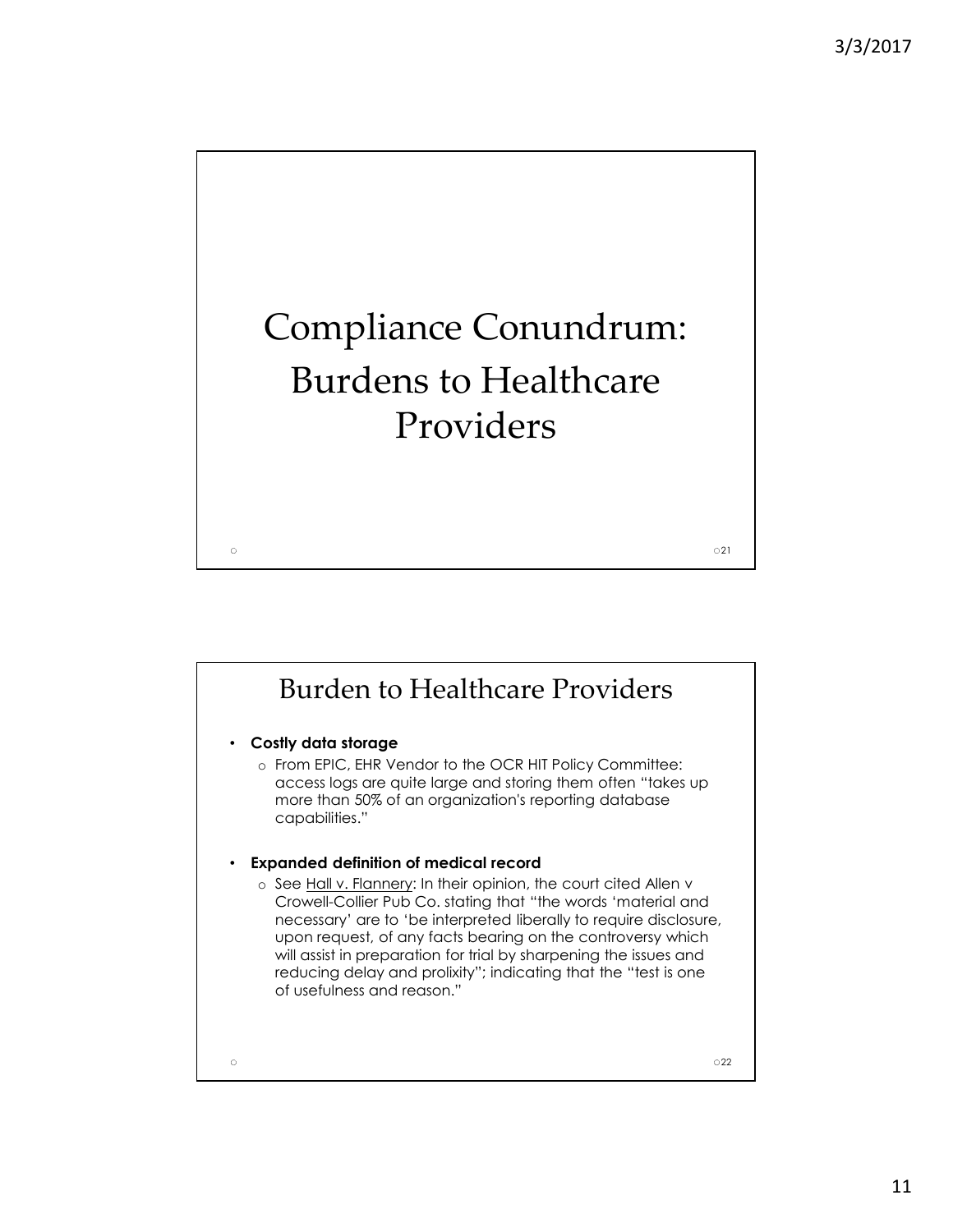# Compliance Conundrum: Burdens to Healthcare Providers

## Burden to Healthcare Providers

- **Costly data storage**
  - From EPIC, EHR Vendor to the OCR HIT Policy Committee: access logs are quite large and storing them often "takes up more than 50% of an organization's reporting database capabilities."
- **Expanded definition of medical record**
  - See Hall v. Flannery: In their opinion, the court cited Allen v Crowell-Collier Pub Co. stating that "the words 'material and necessary' are to 'be interpreted liberally to require disclosure, upon request, of any facts bearing on the controversy which will assist in preparation for trial by sharpening the issues and reducing delay and prolixity"; indicating that the "test is one of usefulness and reason."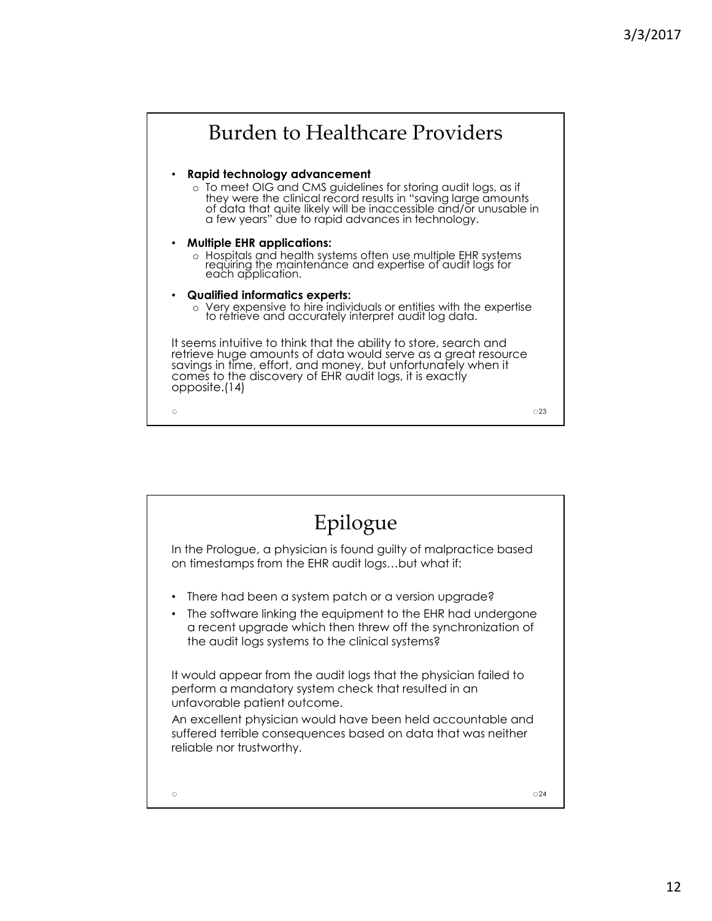## Burden to Healthcare Providers

- **Rapid technology advancement**
  - To meet OIG and CMS guidelines for storing audit logs, as if they were the clinical record results in "saving large amounts of data that quite likely will be inaccessible and/or unusable in a few years" due to rapid advances in technology.
- **Multiple EHR applications:**
  - Hospitals and health systems often use multiple EHR systems requiring the maintenance and expertise of audit logs for each application.
- **Qualified informatics experts:**
  - Very expensive to hire individuals or entities with the expertise to retrieve and accurately interpret audit log data.

It seems intuitive to think that the ability to store, search and retrieve huge amounts of data would serve as a great resource savings in time, effort, and money, but unfortunately when it comes to the discovery of EHR audit logs, it is exactly opposite.(14)

## Epilogue

In the Prologue, a physician is found guilty of malpractice based on timestamps from the EHR audit logs…but what if:

- There had been a system patch or a version upgrade?
- The software linking the equipment to the EHR had undergone a recent upgrade which then threw off the synchronization of the audit logs systems to the clinical systems?

It would appear from the audit logs that the physician failed to perform a mandatory system check that resulted in an unfavorable patient outcome.

An excellent physician would have been held accountable and suffered terrible consequences based on data that was neither reliable nor trustworthy.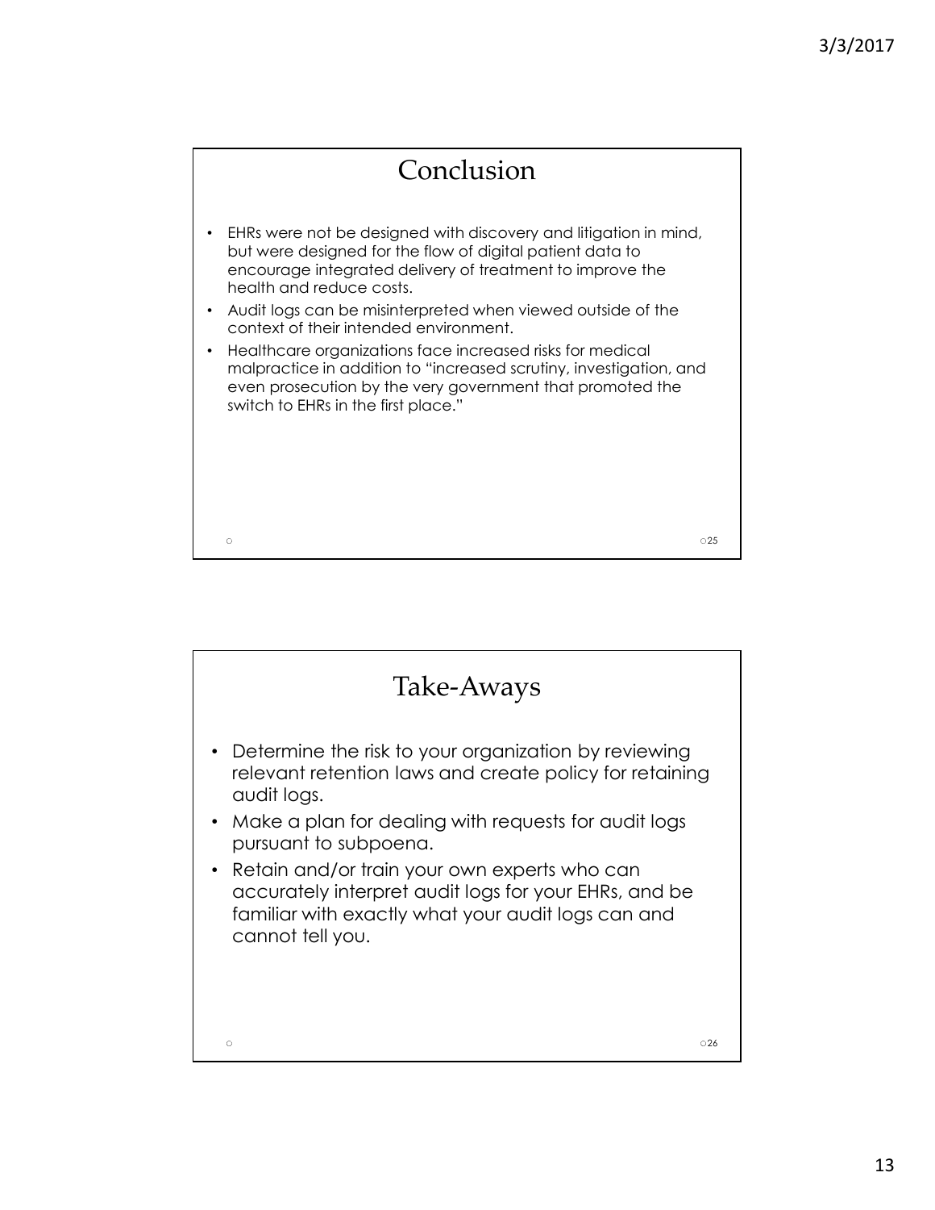## Conclusion

- EHRs were not be designed with discovery and litigation in mind, but were designed for the flow of digital patient data to encourage integrated delivery of treatment to improve the health and reduce costs.
- Audit logs can be misinterpreted when viewed outside of the context of their intended environment.
- Healthcare organizations face increased risks for medical malpractice in addition to "increased scrutiny, investigation, and even prosecution by the very government that promoted the switch to EHRs in the first place."

## Take-Aways

- Determine the risk to your organization by reviewing relevant retention laws and create policy for retaining audit logs.
- Make a plan for dealing with requests for audit logs pursuant to subpoena.
- Retain and/or train your own experts who can accurately interpret audit logs for your EHRs, and be familiar with exactly what your audit logs can and cannot tell you.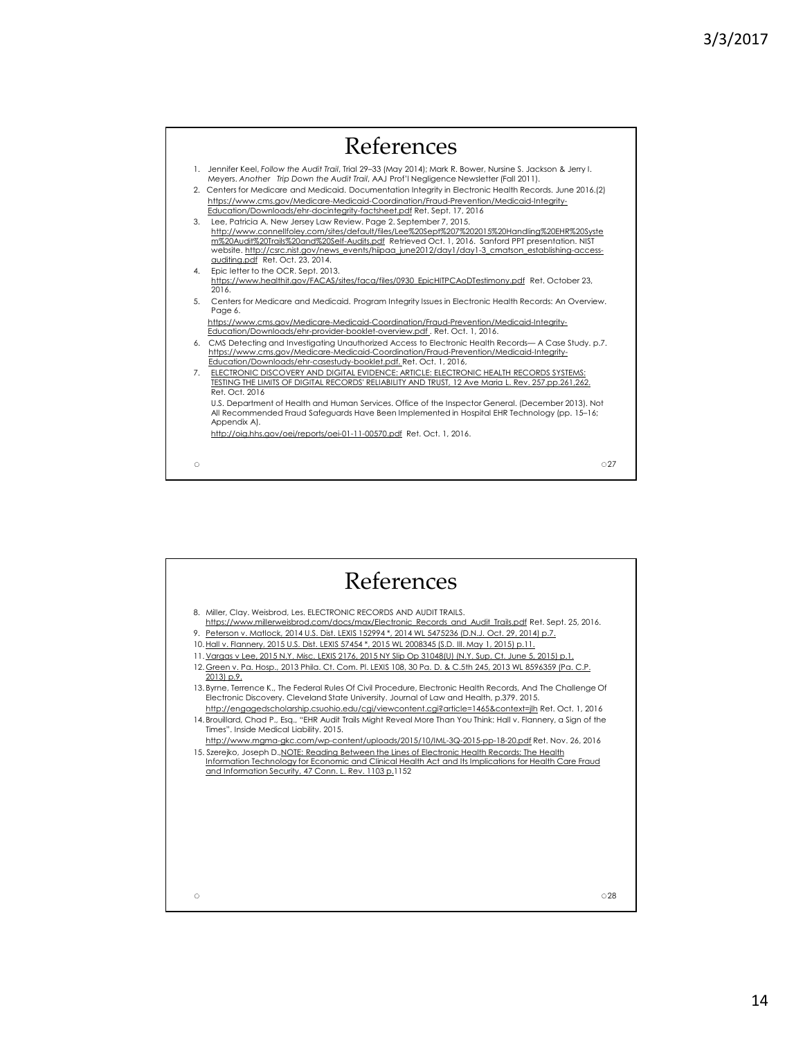# References

1. Jennifer Keel, *Follow the Audit Trail*, Trial 29–33 (May 2014); Mark R. Bower, Nursine S. Jackson & Jerry I. Meyers. *Another Trip Down the Audit Trail*, AAJ Prof'l Negligence Newsletter (Fall 2011).
2. Centers for Medicare and Medicaid. Documentation Integrity in Electronic Health Records. June 2016.(2) https://www.cms.gov/Medicare-Medicaid-Coordination/Fraud-Prevention/Medicaid-Integrity-Education/Downloads/ehr-docintegrity-factsheet.pdf Ret. Sept. 17, 2016
3. Lee, Patricia A. New Jersey Law Review. Page 2. September 7, 2015. http://www.connellfoley.com/sites/default/files/Lee%20Sept%207%202015%20Handling%20EHR%20System%20Audit%20Trails%20and%20Self-Audits.pdf Retrieved Oct. 1, 2016. Sanford PPT presentation. NIST website. http://csrc.nist.gov/news_events/hiipaa_june2012/day1/day1-3_cmatson_establishing-access-auditing.pdf Ret. Oct. 23, 2014.
4. Epic letter to the OCR. Sept. 2013. https://www.healthit.gov/FACAS/sites/faca/files/0930_EpicHITPCAoDTestimony.pdf Ret. October 23, 2016.
5. Centers for Medicare and Medicaid. Program Integrity Issues in Electronic Health Records: An Overview. Page 6. https://www.cms.gov/Medicare-Medicaid-Coordination/Fraud-Prevention/Medicaid-Integrity-Education/Downloads/ehr-provider-booklet-overview.pdf . Ret. Oct. 1, 2016.
6. CMS Detecting and Investigating Unauthorized Access to Electronic Health Records— A Case Study. p.7. https://www.cms.gov/Medicare-Medicaid-Coordination/Fraud-Prevention/Medicaid-Integrity-Education/Downloads/ehr-casestudy-booklet.pdf. Ret. Oct. 1, 2016,
7. ELECTRONIC DISCOVERY AND DIGITAL EVIDENCE: ARTICLE: ELECTRONIC HEALTH RECORDS SYSTEMS: TESTING THE LIMITS OF DIGITAL RECORDS' RELIABILITY AND TRUST, 12 Ave Maria L. Rev. 257,pp.261,262. Ret. Oct. 2016

   U.S. Department of Health and Human Services. Office of the Inspector General. (December 2013). Not All Recommended Fraud Safeguards Have Been Implemented in Hospital EHR Technology (pp. 15–16; Appendix A).

   http://oig.hhs.gov/oei/reports/oei-01-11-00570.pdf Ret. Oct. 1, 2016.

# References

8. Miller, Clay. Weisbrod, Les. ELECTRONIC RECORDS AND AUDIT TRAILS. https://www.millerweisbrod.com/docs/max/Electronic_Records_and_Audit_Trails.pdf Ret. Sept. 25, 2016.
9. Peterson v. Matlock, 2014 U.S. Dist. LEXIS 152994 *, 2014 WL 5475236 (D.N.J. Oct. 29, 2014) p.7.
10. Hall v. Flannery, 2015 U.S. Dist. LEXIS 57454 *, 2015 WL 2008345 (S.D. Ill. May 1, 2015) p.11.
11. Vargas v Lee, 2015 N.Y. Misc. LEXIS 2176, 2015 NY Slip Op 31048(U) (N.Y. Sup. Ct. June 5, 2015) p.1.
12. Green v. Pa. Hosp., 2013 Phila. Ct. Com. Pl. LEXIS 108, 30 Pa. D. & C.5th 245, 2013 WL 8596359 (Pa. C.P. 2013) p.9.
13. Byrne, Terrence K., The Federal Rules Of Civil Procedure, Electronic Health Records, And The Challenge Of Electronic Discovery. Cleveland State University. Journal of Law and Health, p.379. 2015. http://engagedscholarship.csuohio.edu/cgi/viewcontent.cgi?article=1465&context=jlh Ret. Oct. 1, 2016
14. Brouillard, Chad P., Esq., "EHR Audit Trails Might Reveal More Than You Think: Hall v. Flannery, a Sign of the Times". Inside Medical Liability. 2015. http://www.mgma-gkc.com/wp-content/uploads/2015/10/IML-3Q-2015-pp-18-20.pdf Ret. Nov. 26, 2016
15. Szerejko, Joseph D.,NOTE: Reading Between the Lines of Electronic Health Records: The Health Information Technology for Economic and Clinical Health Act and Its Implications for Health Care Fraud and Information Security, 47 Conn. L. Rev. 1103 p.1152